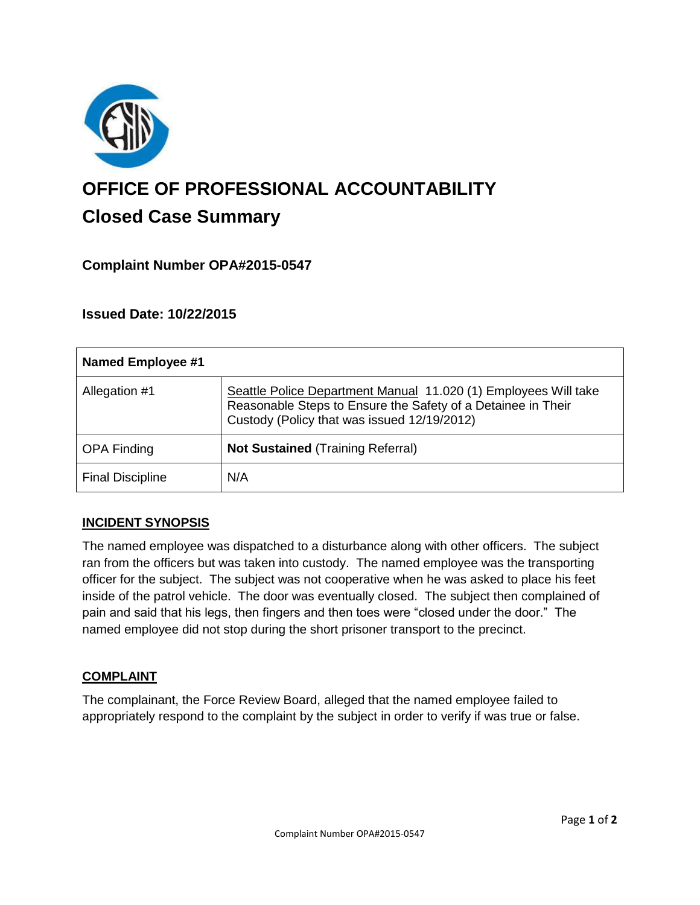# OFFICE OF PROFESSIONAL ACCOUNTABILITY

## Closed Case Summary

### Complaint Number OPA#2015-0547

### Issued Date: 10/22/2015

| Named Employee #1 | |
|---|---|
| Allegation #1 | Seattle Police Department Manual 11.020 (1) Employees Will take Reasonable Steps to Ensure the Safety of a Detainee in Their Custody (Policy that was issued 12/19/2012) |
| OPA Finding | **Not Sustained** (Training Referral) |
| Final Discipline | N/A |

**INCIDENT SYNOPSIS**

The named employee was dispatched to a disturbance along with other officers. The subject ran from the officers but was taken into custody. The named employee was the transporting officer for the subject. The subject was not cooperative when he was asked to place his feet inside of the patrol vehicle. The door was eventually closed. The subject then complained of pain and said that his legs, then fingers and then toes were "closed under the door." The named employee did not stop during the short prisoner transport to the precinct.

**COMPLAINT**

The complainant, the Force Review Board, alleged that the named employee failed to appropriately respond to the complaint by the subject in order to verify if was true or false.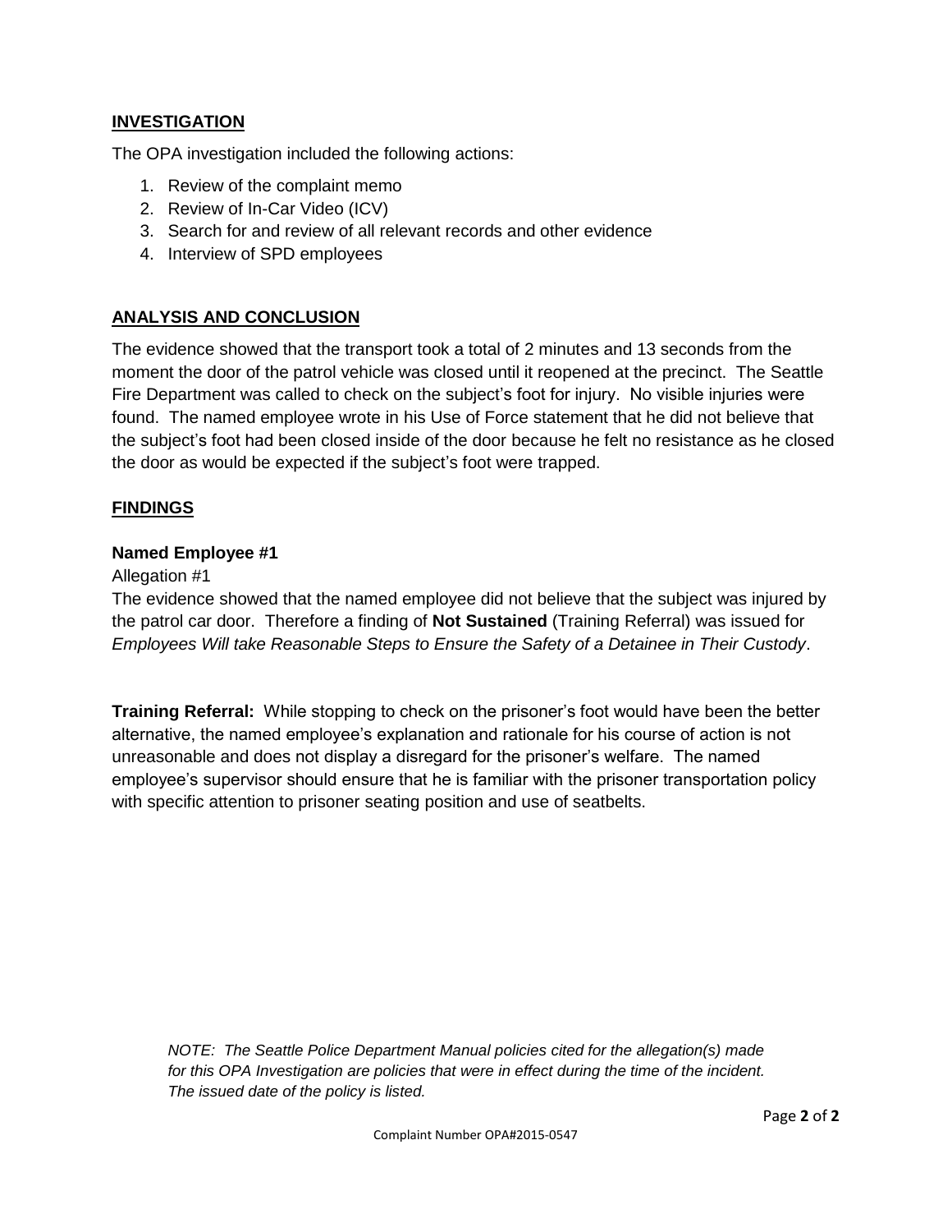## INVESTIGATION

The OPA investigation included the following actions:

1. Review of the complaint memo
2. Review of In-Car Video (ICV)
3. Search for and review of all relevant records and other evidence
4. Interview of SPD employees

## ANALYSIS AND CONCLUSION

The evidence showed that the transport took a total of 2 minutes and 13 seconds from the moment the door of the patrol vehicle was closed until it reopened at the precinct. The Seattle Fire Department was called to check on the subject's foot for injury. No visible injuries were found. The named employee wrote in his Use of Force statement that he did not believe that the subject's foot had been closed inside of the door because he felt no resistance as he closed the door as would be expected if the subject's foot were trapped.

## FINDINGS

**Named Employee #1**

Allegation #1

The evidence showed that the named employee did not believe that the subject was injured by the patrol car door. Therefore a finding of **Not Sustained** (Training Referral) was issued for *Employees Will take Reasonable Steps to Ensure the Safety of a Detainee in Their Custody*.

**Training Referral:** While stopping to check on the prisoner's foot would have been the better alternative, the named employee's explanation and rationale for his course of action is not unreasonable and does not display a disregard for the prisoner's welfare. The named employee's supervisor should ensure that he is familiar with the prisoner transportation policy with specific attention to prisoner seating position and use of seatbelts.

*NOTE: The Seattle Police Department Manual policies cited for the allegation(s) made for this OPA Investigation are policies that were in effect during the time of the incident. The issued date of the policy is listed.*

Complaint Number OPA#2015-0547